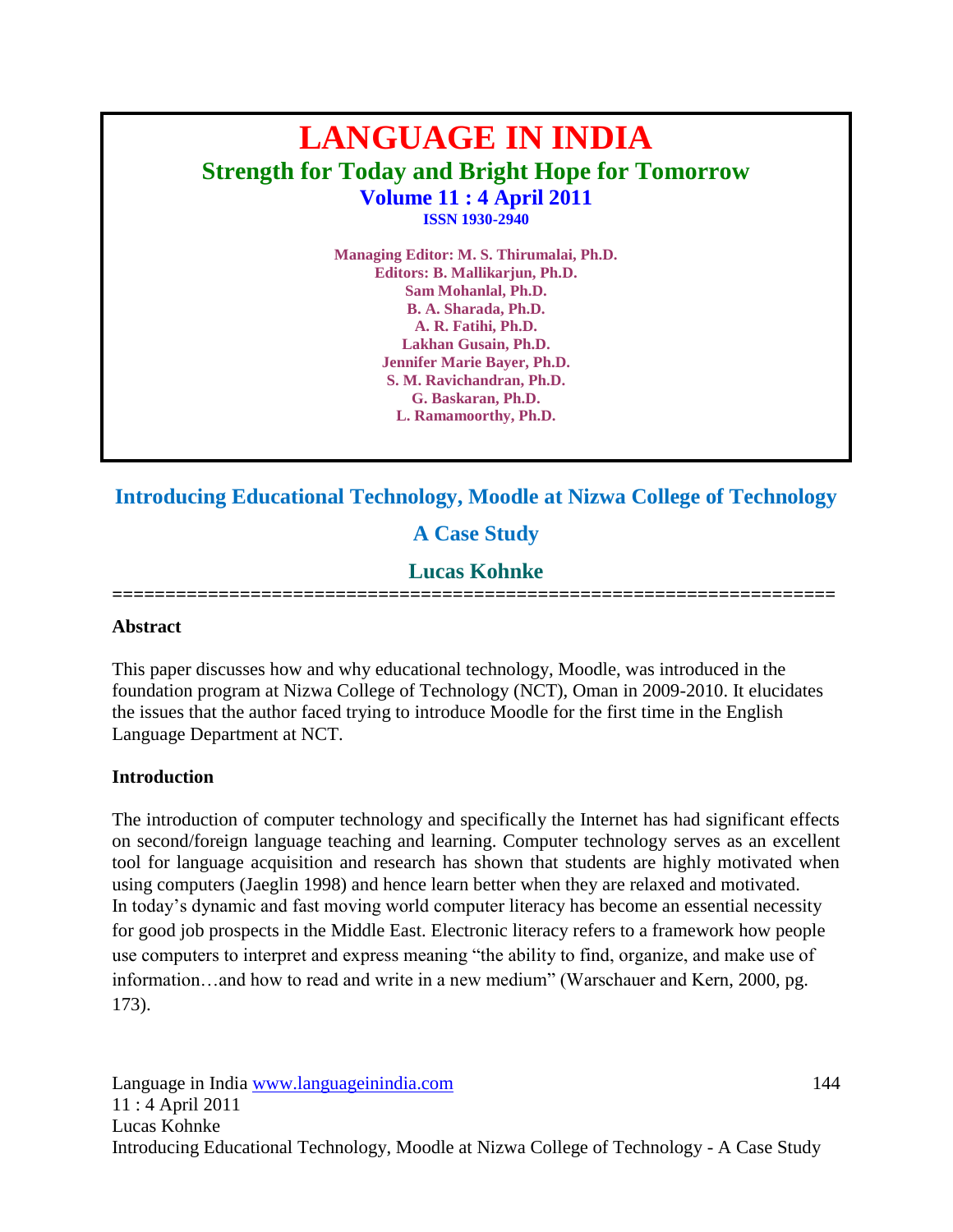# LANGUAGE IN INDIA

## Strength for Today and Bright Hope for Tomorrow

**Volume 11 : 4 April 2011**

**ISSN 1930-2940**

**Managing Editor: M. S. Thirumalai, Ph.D.**
**Editors: B. Mallikarjun, Ph.D.**
**Sam Mohanlal, Ph.D.**
**B. A. Sharada, Ph.D.**
**A. R. Fatihi, Ph.D.**
**Lakhan Gusain, Ph.D.**
**Jennifer Marie Bayer, Ph.D.**
**S. M. Ravichandran, Ph.D.**
**G. Baskaran, Ph.D.**
**L. Ramamoorthy, Ph.D.**

# Introducing Educational Technology, Moodle at Nizwa College of Technology

## A Case Study

### Lucas Kohnke

==================================================================

**Abstract**

This paper discusses how and why educational technology, Moodle, was introduced in the foundation program at Nizwa College of Technology (NCT), Oman in 2009-2010. It elucidates the issues that the author faced trying to introduce Moodle for the first time in the English Language Department at NCT.

**Introduction**

The introduction of computer technology and specifically the Internet has had significant effects on second/foreign language teaching and learning. Computer technology serves as an excellent tool for language acquisition and research has shown that students are highly motivated when using computers (Jaeglin 1998) and hence learn better when they are relaxed and motivated. In today's dynamic and fast moving world computer literacy has become an essential necessity for good job prospects in the Middle East. Electronic literacy refers to a framework how people use computers to interpret and express meaning "the ability to find, organize, and make use of information…and how to read and write in a new medium" (Warschauer and Kern, 2000, pg. 173).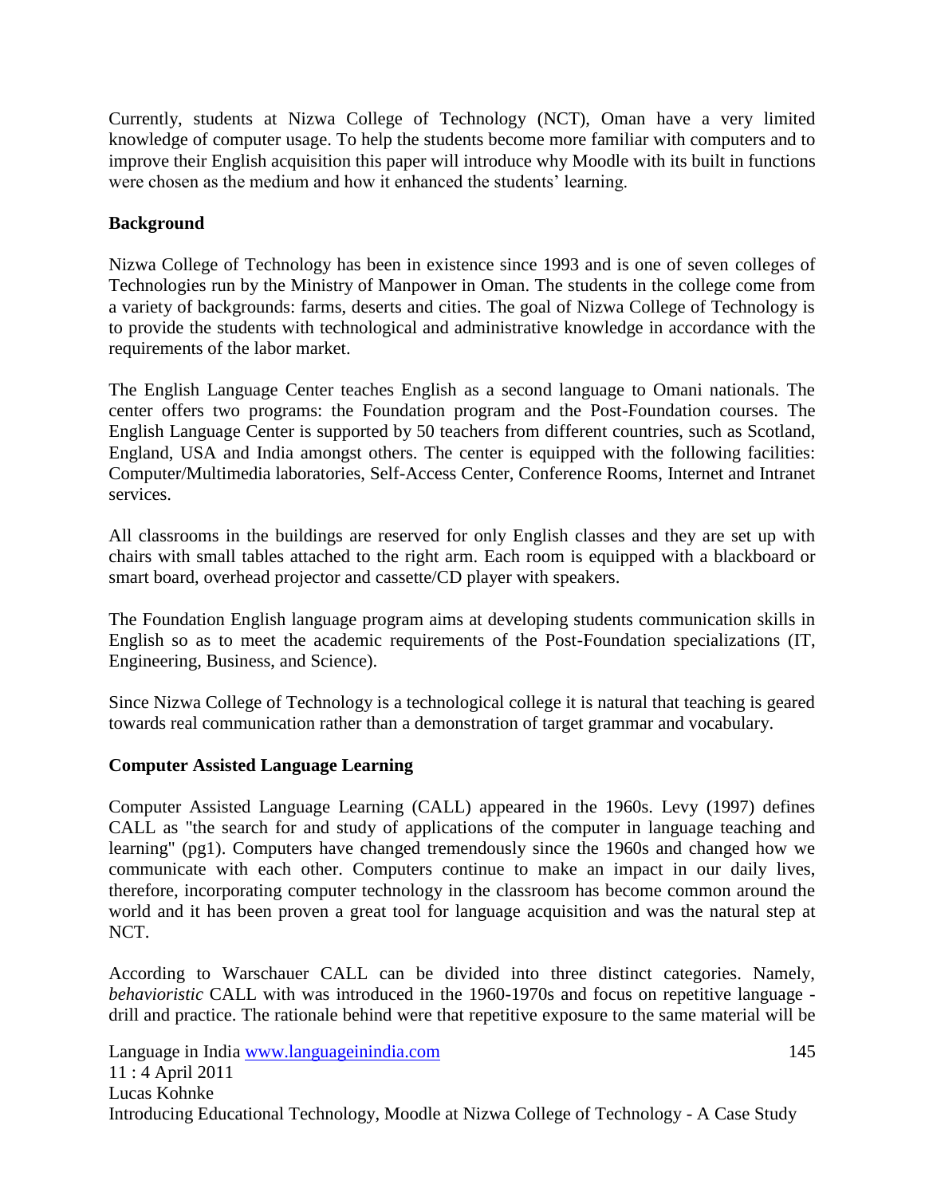Currently, students at Nizwa College of Technology (NCT), Oman have a very limited knowledge of computer usage. To help the students become more familiar with computers and to improve their English acquisition this paper will introduce why Moodle with its built in functions were chosen as the medium and how it enhanced the students' learning.

**Background**

Nizwa College of Technology has been in existence since 1993 and is one of seven colleges of Technologies run by the Ministry of Manpower in Oman. The students in the college come from a variety of backgrounds: farms, deserts and cities. The goal of Nizwa College of Technology is to provide the students with technological and administrative knowledge in accordance with the requirements of the labor market.

The English Language Center teaches English as a second language to Omani nationals. The center offers two programs: the Foundation program and the Post-Foundation courses. The English Language Center is supported by 50 teachers from different countries, such as Scotland, England, USA and India amongst others. The center is equipped with the following facilities: Computer/Multimedia laboratories, Self-Access Center, Conference Rooms, Internet and Intranet services.

All classrooms in the buildings are reserved for only English classes and they are set up with chairs with small tables attached to the right arm. Each room is equipped with a blackboard or smart board, overhead projector and cassette/CD player with speakers.

The Foundation English language program aims at developing students communication skills in English so as to meet the academic requirements of the Post-Foundation specializations (IT, Engineering, Business, and Science).

Since Nizwa College of Technology is a technological college it is natural that teaching is geared towards real communication rather than a demonstration of target grammar and vocabulary.

**Computer Assisted Language Learning**

Computer Assisted Language Learning (CALL) appeared in the 1960s. Levy (1997) defines CALL as "the search for and study of applications of the computer in language teaching and learning" (pg1). Computers have changed tremendously since the 1960s and changed how we communicate with each other. Computers continue to make an impact in our daily lives, therefore, incorporating computer technology in the classroom has become common around the world and it has been proven a great tool for language acquisition and was the natural step at NCT.

According to Warschauer CALL can be divided into three distinct categories. Namely, *behavioristic* CALL with was introduced in the 1960-1970s and focus on repetitive language - drill and practice. The rationale behind were that repetitive exposure to the same material will be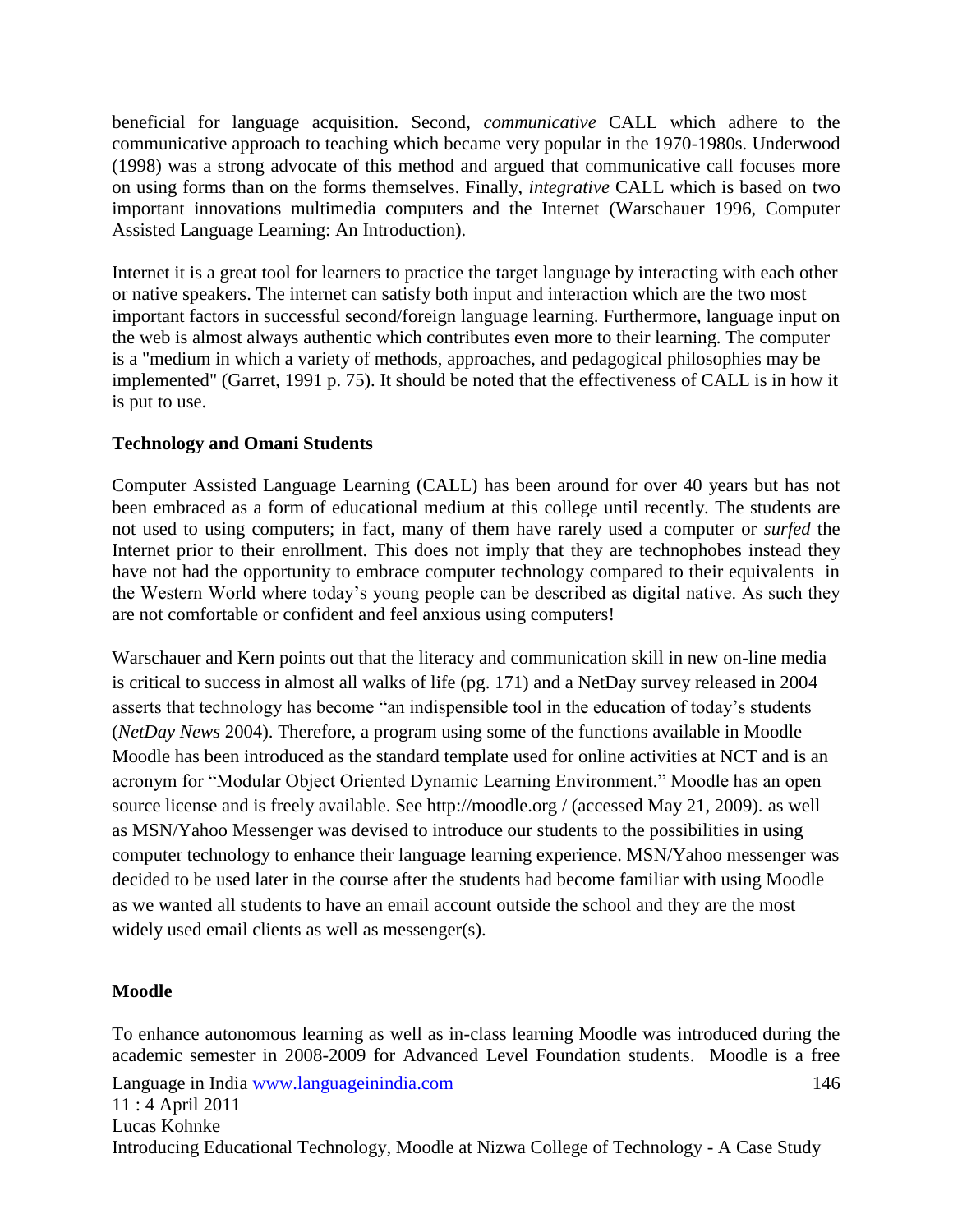beneficial for language acquisition. Second, *communicative* CALL which adhere to the communicative approach to teaching which became very popular in the 1970-1980s. Underwood (1998) was a strong advocate of this method and argued that communicative call focuses more on using forms than on the forms themselves. Finally, *integrative* CALL which is based on two important innovations multimedia computers and the Internet (Warschauer 1996, Computer Assisted Language Learning: An Introduction).

Internet it is a great tool for learners to practice the target language by interacting with each other or native speakers. The internet can satisfy both input and interaction which are the two most important factors in successful second/foreign language learning. Furthermore, language input on the web is almost always authentic which contributes even more to their learning. The computer is a "medium in which a variety of methods, approaches, and pedagogical philosophies may be implemented" (Garret, 1991 p. 75). It should be noted that the effectiveness of CALL is in how it is put to use.

**Technology and Omani Students**

Computer Assisted Language Learning (CALL) has been around for over 40 years but has not been embraced as a form of educational medium at this college until recently. The students are not used to using computers; in fact, many of them have rarely used a computer or *surfed* the Internet prior to their enrollment. This does not imply that they are technophobes instead they have not had the opportunity to embrace computer technology compared to their equivalents in the Western World where today's young people can be described as digital native. As such they are not comfortable or confident and feel anxious using computers!

Warschauer and Kern points out that the literacy and communication skill in new on-line media is critical to success in almost all walks of life (pg. 171) and a NetDay survey released in 2004 asserts that technology has become "an indispensible tool in the education of today's students (*NetDay News* 2004). Therefore, a program using some of the functions available in Moodle Moodle has been introduced as the standard template used for online activities at NCT and is an acronym for "Modular Object Oriented Dynamic Learning Environment." Moodle has an open source license and is freely available. See http://moodle.org / (accessed May 21, 2009). as well as MSN/Yahoo Messenger was devised to introduce our students to the possibilities in using computer technology to enhance their language learning experience. MSN/Yahoo messenger was decided to be used later in the course after the students had become familiar with using Moodle as we wanted all students to have an email account outside the school and they are the most widely used email clients as well as messenger(s).

**Moodle**

To enhance autonomous learning as well as in-class learning Moodle was introduced during the academic semester in 2008-2009 for Advanced Level Foundation students. Moodle is a free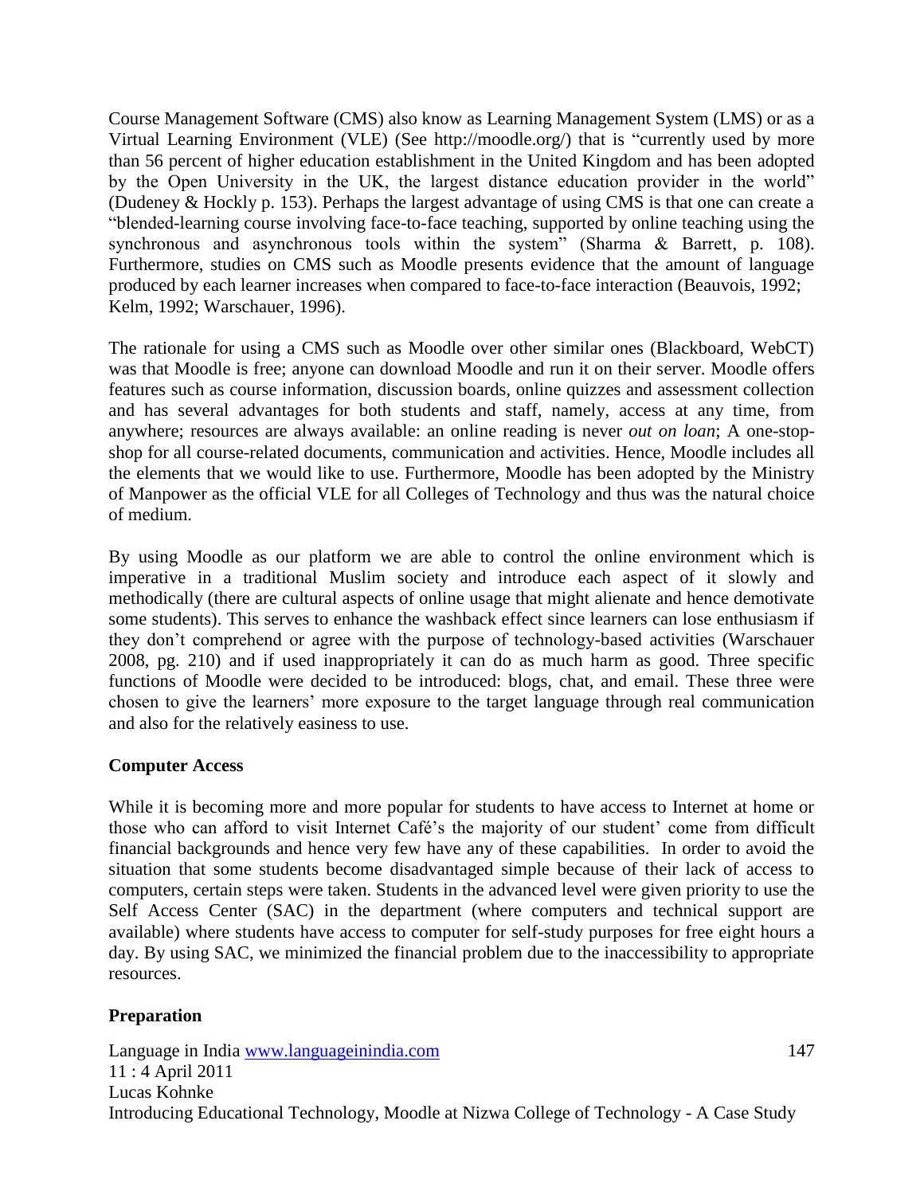Course Management Software (CMS) also know as Learning Management System (LMS) or as a Virtual Learning Environment (VLE) (See http://moodle.org/) that is "currently used by more than 56 percent of higher education establishment in the United Kingdom and has been adopted by the Open University in the UK, the largest distance education provider in the world" (Dudeney & Hockly p. 153). Perhaps the largest advantage of using CMS is that one can create a "blended-learning course involving face-to-face teaching, supported by online teaching using the synchronous and asynchronous tools within the system" (Sharma & Barrett, p. 108). Furthermore, studies on CMS such as Moodle presents evidence that the amount of language produced by each learner increases when compared to face-to-face interaction (Beauvois, 1992; Kelm, 1992; Warschauer, 1996).

The rationale for using a CMS such as Moodle over other similar ones (Blackboard, WebCT) was that Moodle is free; anyone can download Moodle and run it on their server. Moodle offers features such as course information, discussion boards, online quizzes and assessment collection and has several advantages for both students and staff, namely, access at any time, from anywhere; resources are always available: an online reading is never *out on loan*; A one-stop-shop for all course-related documents, communication and activities. Hence, Moodle includes all the elements that we would like to use. Furthermore, Moodle has been adopted by the Ministry of Manpower as the official VLE for all Colleges of Technology and thus was the natural choice of medium.

By using Moodle as our platform we are able to control the online environment which is imperative in a traditional Muslim society and introduce each aspect of it slowly and methodically (there are cultural aspects of online usage that might alienate and hence demotivate some students). This serves to enhance the washback effect since learners can lose enthusiasm if they don't comprehend or agree with the purpose of technology-based activities (Warschauer 2008, pg. 210) and if used inappropriately it can do as much harm as good. Three specific functions of Moodle were decided to be introduced: blogs, chat, and email. These three were chosen to give the learners' more exposure to the target language through real communication and also for the relatively easiness to use.

**Computer Access**

While it is becoming more and more popular for students to have access to Internet at home or those who can afford to visit Internet Café's the majority of our student' come from difficult financial backgrounds and hence very few have any of these capabilities. In order to avoid the situation that some students become disadvantaged simple because of their lack of access to computers, certain steps were taken. Students in the advanced level were given priority to use the Self Access Center (SAC) in the department (where computers and technical support are available) where students have access to computer for self-study purposes for free eight hours a day. By using SAC, we minimized the financial problem due to the inaccessibility to appropriate resources.

**Preparation**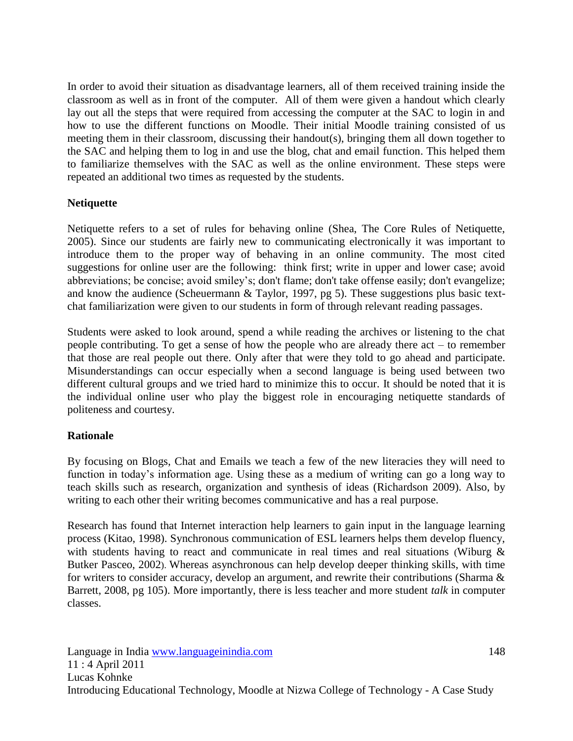In order to avoid their situation as disadvantage learners, all of them received training inside the classroom as well as in front of the computer. All of them were given a handout which clearly lay out all the steps that were required from accessing the computer at the SAC to login in and how to use the different functions on Moodle. Their initial Moodle training consisted of us meeting them in their classroom, discussing their handout(s), bringing them all down together to the SAC and helping them to log in and use the blog, chat and email function. This helped them to familiarize themselves with the SAC as well as the online environment. These steps were repeated an additional two times as requested by the students.

**Netiquette**

Netiquette refers to a set of rules for behaving online (Shea, The Core Rules of Netiquette, 2005). Since our students are fairly new to communicating electronically it was important to introduce them to the proper way of behaving in an online community. The most cited suggestions for online user are the following: think first; write in upper and lower case; avoid abbreviations; be concise; avoid smiley's; don't flame; don't take offense easily; don't evangelize; and know the audience (Scheuermann & Taylor, 1997, pg 5). These suggestions plus basic text-chat familiarization were given to our students in form of through relevant reading passages.

Students were asked to look around, spend a while reading the archives or listening to the chat people contributing. To get a sense of how the people who are already there act – to remember that those are real people out there. Only after that were they told to go ahead and participate. Misunderstandings can occur especially when a second language is being used between two different cultural groups and we tried hard to minimize this to occur. It should be noted that it is the individual online user who play the biggest role in encouraging netiquette standards of politeness and courtesy.

**Rationale**

By focusing on Blogs, Chat and Emails we teach a few of the new literacies they will need to function in today's information age. Using these as a medium of writing can go a long way to teach skills such as research, organization and synthesis of ideas (Richardson 2009). Also, by writing to each other their writing becomes communicative and has a real purpose.

Research has found that Internet interaction help learners to gain input in the language learning process (Kitao, 1998). Synchronous communication of ESL learners helps them develop fluency, with students having to react and communicate in real times and real situations (Wiburg & Butker Pasceo, 2002). Whereas asynchronous can help develop deeper thinking skills, with time for writers to consider accuracy, develop an argument, and rewrite their contributions (Sharma & Barrett, 2008, pg 105). More importantly, there is less teacher and more student *talk* in computer classes.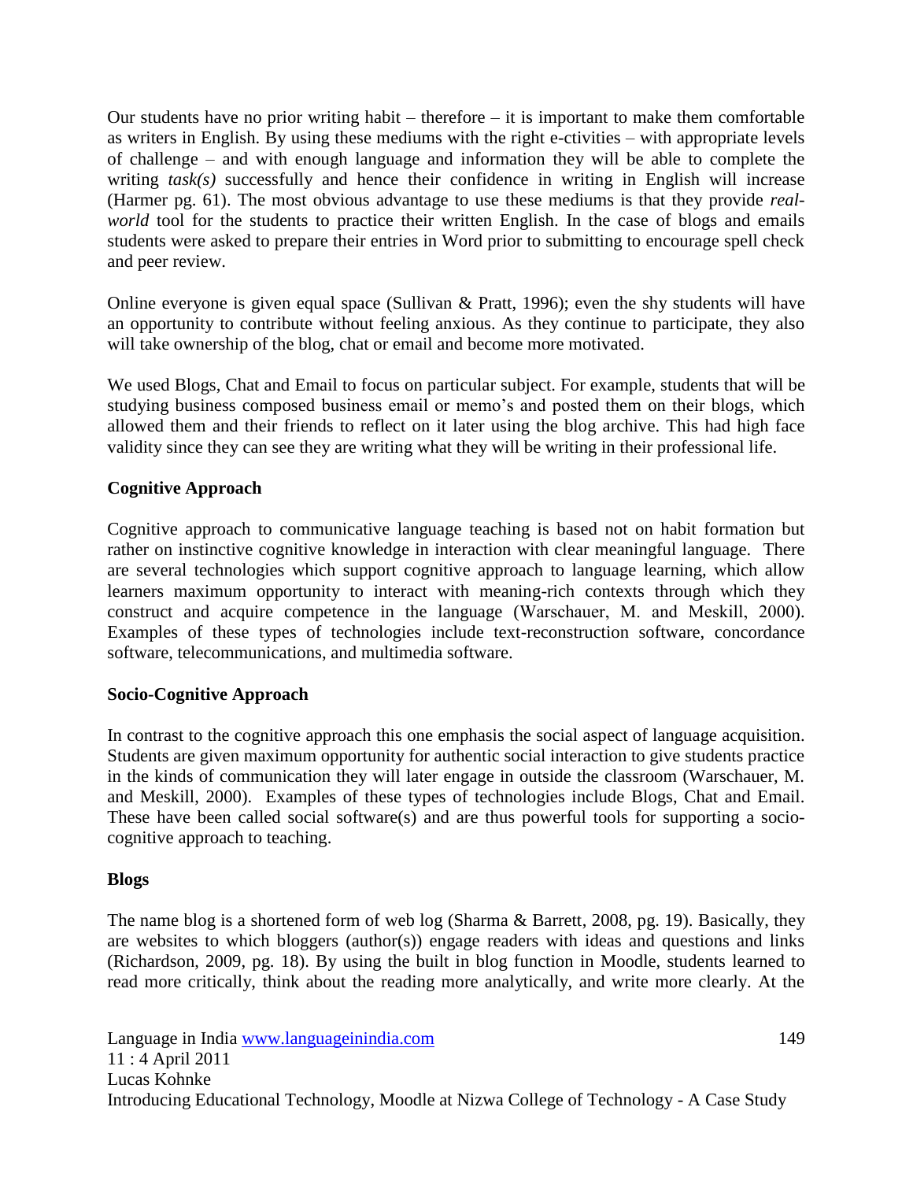Our students have no prior writing habit – therefore – it is important to make them comfortable as writers in English. By using these mediums with the right e-ctivities – with appropriate levels of challenge – and with enough language and information they will be able to complete the writing *task(s)* successfully and hence their confidence in writing in English will increase (Harmer pg. 61). The most obvious advantage to use these mediums is that they provide *real-world* tool for the students to practice their written English. In the case of blogs and emails students were asked to prepare their entries in Word prior to submitting to encourage spell check and peer review.

Online everyone is given equal space (Sullivan & Pratt, 1996); even the shy students will have an opportunity to contribute without feeling anxious. As they continue to participate, they also will take ownership of the blog, chat or email and become more motivated.

We used Blogs, Chat and Email to focus on particular subject. For example, students that will be studying business composed business email or memo's and posted them on their blogs, which allowed them and their friends to reflect on it later using the blog archive. This had high face validity since they can see they are writing what they will be writing in their professional life.

**Cognitive Approach**

Cognitive approach to communicative language teaching is based not on habit formation but rather on instinctive cognitive knowledge in interaction with clear meaningful language. There are several technologies which support cognitive approach to language learning, which allow learners maximum opportunity to interact with meaning-rich contexts through which they construct and acquire competence in the language (Warschauer, M. and Meskill, 2000). Examples of these types of technologies include text-reconstruction software, concordance software, telecommunications, and multimedia software.

**Socio-Cognitive Approach**

In contrast to the cognitive approach this one emphasis the social aspect of language acquisition. Students are given maximum opportunity for authentic social interaction to give students practice in the kinds of communication they will later engage in outside the classroom (Warschauer, M. and Meskill, 2000). Examples of these types of technologies include Blogs, Chat and Email. These have been called social software(s) and are thus powerful tools for supporting a socio-cognitive approach to teaching.

**Blogs**

The name blog is a shortened form of web log (Sharma & Barrett, 2008, pg. 19). Basically, they are websites to which bloggers (author(s)) engage readers with ideas and questions and links (Richardson, 2009, pg. 18). By using the built in blog function in Moodle, students learned to read more critically, think about the reading more analytically, and write more clearly. At the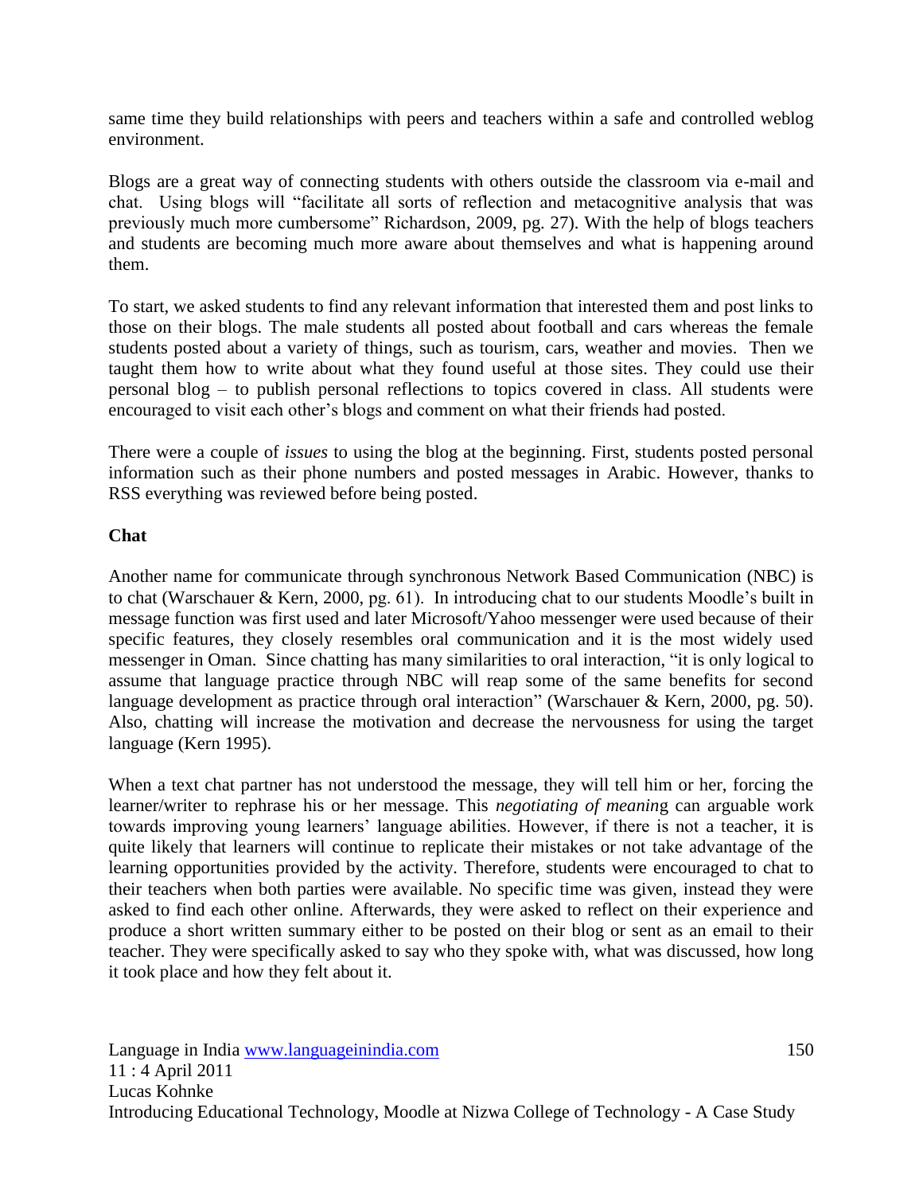same time they build relationships with peers and teachers within a safe and controlled weblog environment.

Blogs are a great way of connecting students with others outside the classroom via e-mail and chat. Using blogs will "facilitate all sorts of reflection and metacognitive analysis that was previously much more cumbersome" Richardson, 2009, pg. 27). With the help of blogs teachers and students are becoming much more aware about themselves and what is happening around them.

To start, we asked students to find any relevant information that interested them and post links to those on their blogs. The male students all posted about football and cars whereas the female students posted about a variety of things, such as tourism, cars, weather and movies. Then we taught them how to write about what they found useful at those sites. They could use their personal blog – to publish personal reflections to topics covered in class. All students were encouraged to visit each other's blogs and comment on what their friends had posted.

There were a couple of *issues* to using the blog at the beginning. First, students posted personal information such as their phone numbers and posted messages in Arabic. However, thanks to RSS everything was reviewed before being posted.

**Chat**

Another name for communicate through synchronous Network Based Communication (NBC) is to chat (Warschauer & Kern, 2000, pg. 61). In introducing chat to our students Moodle's built in message function was first used and later Microsoft/Yahoo messenger were used because of their specific features, they closely resembles oral communication and it is the most widely used messenger in Oman. Since chatting has many similarities to oral interaction, "it is only logical to assume that language practice through NBC will reap some of the same benefits for second language development as practice through oral interaction" (Warschauer & Kern, 2000, pg. 50). Also, chatting will increase the motivation and decrease the nervousness for using the target language (Kern 1995).

When a text chat partner has not understood the message, they will tell him or her, forcing the learner/writer to rephrase his or her message. This *negotiating of meaning* can arguable work towards improving young learners' language abilities. However, if there is not a teacher, it is quite likely that learners will continue to replicate their mistakes or not take advantage of the learning opportunities provided by the activity. Therefore, students were encouraged to chat to their teachers when both parties were available. No specific time was given, instead they were asked to find each other online. Afterwards, they were asked to reflect on their experience and produce a short written summary either to be posted on their blog or sent as an email to their teacher. They were specifically asked to say who they spoke with, what was discussed, how long it took place and how they felt about it.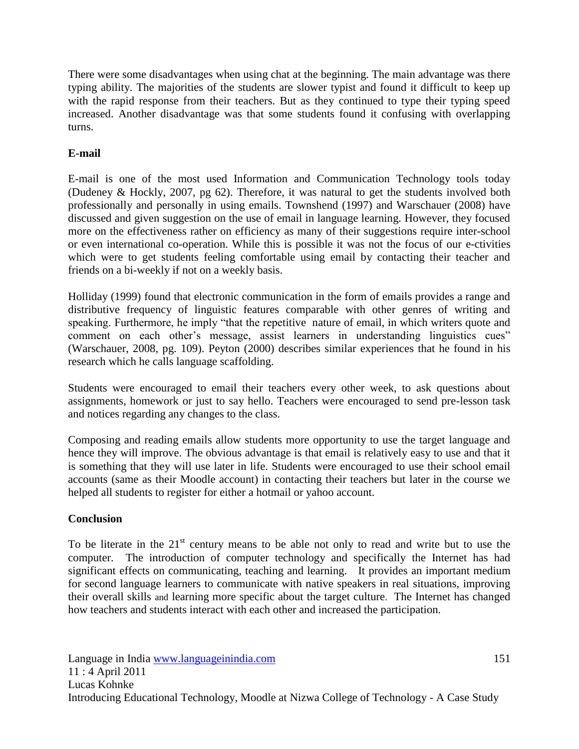There were some disadvantages when using chat at the beginning. The main advantage was there typing ability. The majorities of the students are slower typist and found it difficult to keep up with the rapid response from their teachers. But as they continued to type their typing speed increased. Another disadvantage was that some students found it confusing with overlapping turns.

**E-mail**

E-mail is one of the most used Information and Communication Technology tools today (Dudeney & Hockly, 2007, pg 62). Therefore, it was natural to get the students involved both professionally and personally in using emails. Townshend (1997) and Warschauer (2008) have discussed and given suggestion on the use of email in language learning. However, they focused more on the effectiveness rather on efficiency as many of their suggestions require inter-school or even international co-operation. While this is possible it was not the focus of our e-ctivities which were to get students feeling comfortable using email by contacting their teacher and friends on a bi-weekly if not on a weekly basis.

Holliday (1999) found that electronic communication in the form of emails provides a range and distributive frequency of linguistic features comparable with other genres of writing and speaking. Furthermore, he imply "that the repetitive nature of email, in which writers quote and comment on each other's message, assist learners in understanding linguistics cues" (Warschauer, 2008, pg. 109). Peyton (2000) describes similar experiences that he found in his research which he calls language scaffolding.

Students were encouraged to email their teachers every other week, to ask questions about assignments, homework or just to say hello. Teachers were encouraged to send pre-lesson task and notices regarding any changes to the class.

Composing and reading emails allow students more opportunity to use the target language and hence they will improve. The obvious advantage is that email is relatively easy to use and that it is something that they will use later in life. Students were encouraged to use their school email accounts (same as their Moodle account) in contacting their teachers but later in the course we helped all students to register for either a hotmail or yahoo account.

**Conclusion**

To be literate in the 21st century means to be able not only to read and write but to use the computer. The introduction of computer technology and specifically the Internet has had significant effects on communicating, teaching and learning. It provides an important medium for second language learners to communicate with native speakers in real situations, improving their overall skills and learning more specific about the target culture. The Internet has changed how teachers and students interact with each other and increased the participation.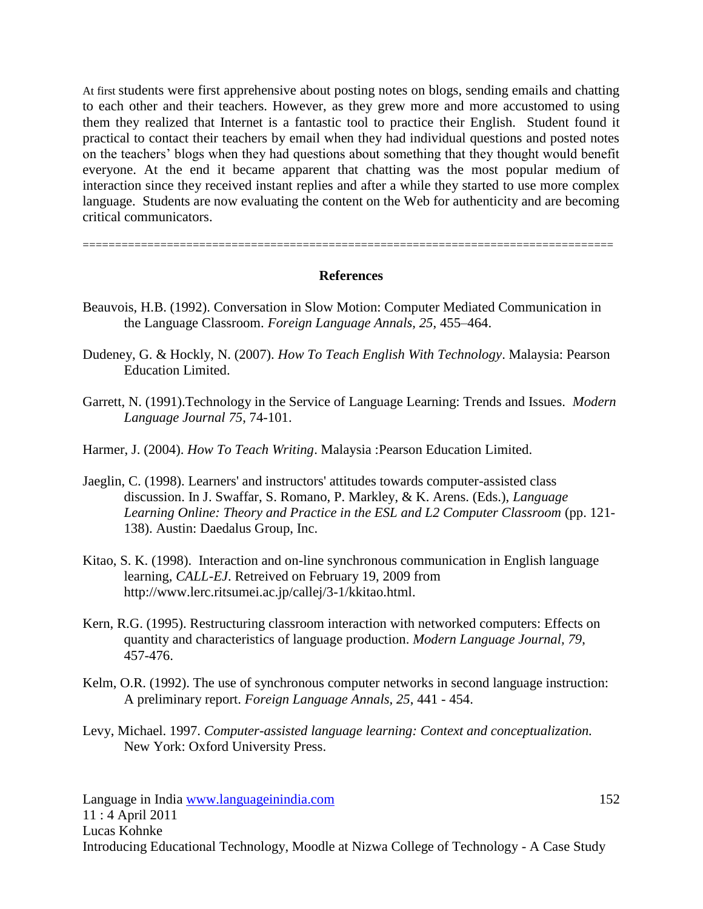At first students were first apprehensive about posting notes on blogs, sending emails and chatting to each other and their teachers. However, as they grew more and more accustomed to using them they realized that Internet is a fantastic tool to practice their English. Student found it practical to contact their teachers by email when they had individual questions and posted notes on the teachers' blogs when they had questions about something that they thought would benefit everyone. At the end it became apparent that chatting was the most popular medium of interaction since they received instant replies and after a while they started to use more complex language. Students are now evaluating the content on the Web for authenticity and are becoming critical communicators.

==================================================================================

## References

Beauvois, H.B. (1992). Conversation in Slow Motion: Computer Mediated Communication in the Language Classroom. *Foreign Language Annals, 25*, 455–464.

Dudeney, G. & Hockly, N. (2007). *How To Teach English With Technology*. Malaysia: Pearson Education Limited.

Garrett, N. (1991).Technology in the Service of Language Learning: Trends and Issues. *Modern Language Journal 75*, 74-101.

Harmer, J. (2004). *How To Teach Writing*. Malaysia :Pearson Education Limited.

Jaeglin, C. (1998). Learners' and instructors' attitudes towards computer-assisted class discussion. In J. Swaffar, S. Romano, P. Markley, & K. Arens. (Eds.), *Language Learning Online: Theory and Practice in the ESL and L2 Computer Classroom* (pp. 121-138). Austin: Daedalus Group, Inc.

Kitao, S. K. (1998). Interaction and on-line synchronous communication in English language learning, *CALL-EJ*. Retreived on February 19, 2009 from http://www.lerc.ritsumei.ac.jp/callej/3-1/kkitao.html.

Kern, R.G. (1995). Restructuring classroom interaction with networked computers: Effects on quantity and characteristics of language production. *Modern Language Journal, 79*, 457-476.

Kelm, O.R. (1992). The use of synchronous computer networks in second language instruction: A preliminary report. *Foreign Language Annals, 25*, 441 - 454.

Levy, Michael. 1997. *Computer-assisted language learning: Context and conceptualization.* New York: Oxford University Press.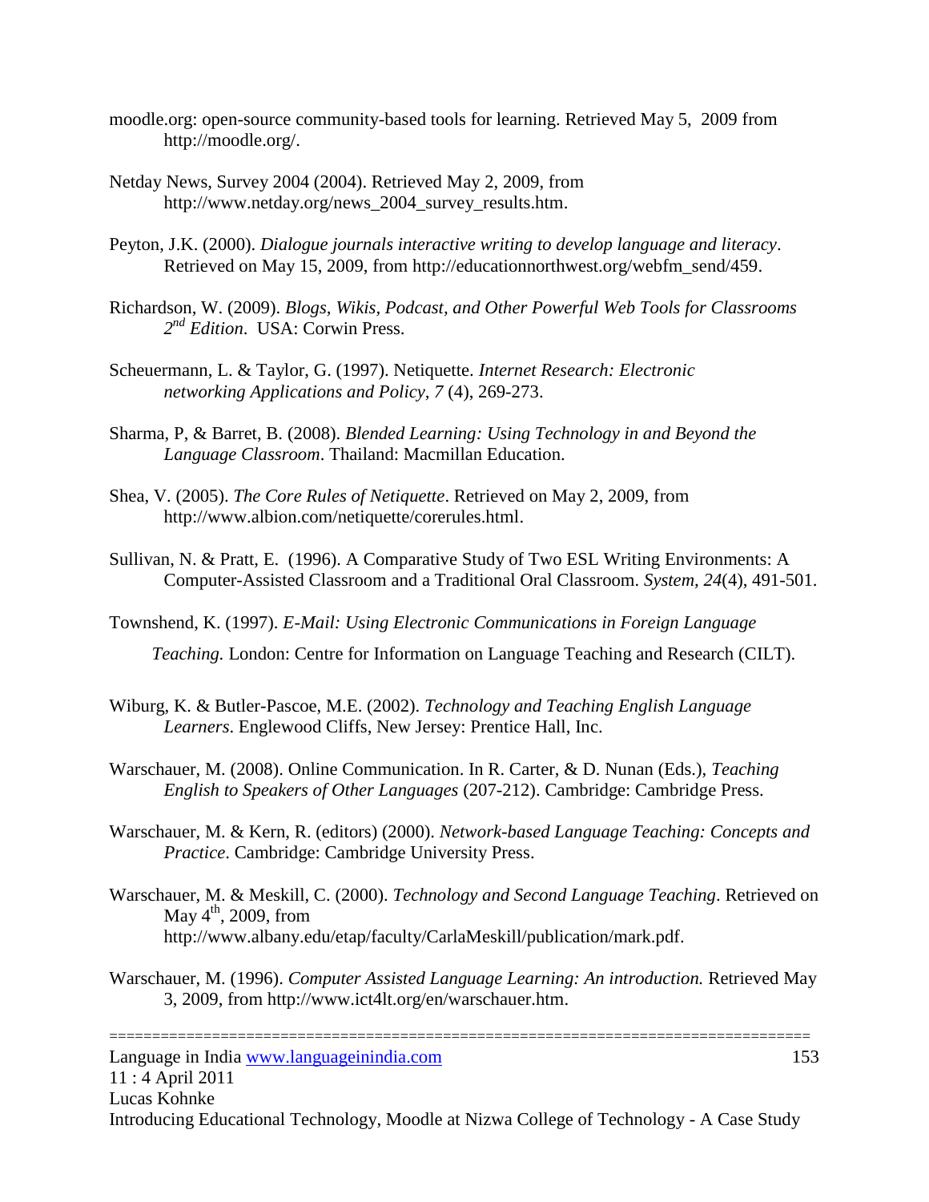moodle.org: open-source community-based tools for learning. Retrieved May 5, 2009 from http://moodle.org/.

Netday News, Survey 2004 (2004). Retrieved May 2, 2009, from http://www.netday.org/news_2004_survey_results.htm.

Peyton, J.K. (2000). *Dialogue journals interactive writing to develop language and literacy*. Retrieved on May 15, 2009, from http://educationnorthwest.org/webfm_send/459.

Richardson, W. (2009). *Blogs, Wikis, Podcast, and Other Powerful Web Tools for Classrooms 2nd Edition*. USA: Corwin Press.

Scheuermann, L. & Taylor, G. (1997). Netiquette. *Internet Research: Electronic networking Applications and Policy, 7* (4), 269-273.

Sharma, P, & Barret, B. (2008). *Blended Learning: Using Technology in and Beyond the Language Classroom*. Thailand: Macmillan Education.

Shea, V. (2005). *The Core Rules of Netiquette*. Retrieved on May 2, 2009, from http://www.albion.com/netiquette/corerules.html.

Sullivan, N. & Pratt, E. (1996). A Comparative Study of Two ESL Writing Environments: A Computer-Assisted Classroom and a Traditional Oral Classroom. *System*, *24*(4), 491-501.

Townshend, K. (1997). *E-Mail: Using Electronic Communications in Foreign Language Teaching.* London: Centre for Information on Language Teaching and Research (CILT).

Wiburg, K. & Butler-Pascoe, M.E. (2002). *Technology and Teaching English Language Learners*. Englewood Cliffs, New Jersey: Prentice Hall, Inc.

Warschauer, M. (2008). Online Communication. In R. Carter, & D. Nunan (Eds.), *Teaching English to Speakers of Other Languages* (207-212). Cambridge: Cambridge Press.

Warschauer, M. & Kern, R. (editors) (2000). *Network-based Language Teaching: Concepts and Practice*. Cambridge: Cambridge University Press.

Warschauer, M. & Meskill, C. (2000). *Technology and Second Language Teaching*. Retrieved on May 4th, 2009, from http://www.albany.edu/etap/faculty/CarlaMeskill/publication/mark.pdf.

Warschauer, M. (1996). *Computer Assisted Language Learning: An introduction.* Retrieved May 3, 2009, from http://www.ict4lt.org/en/warschauer.htm.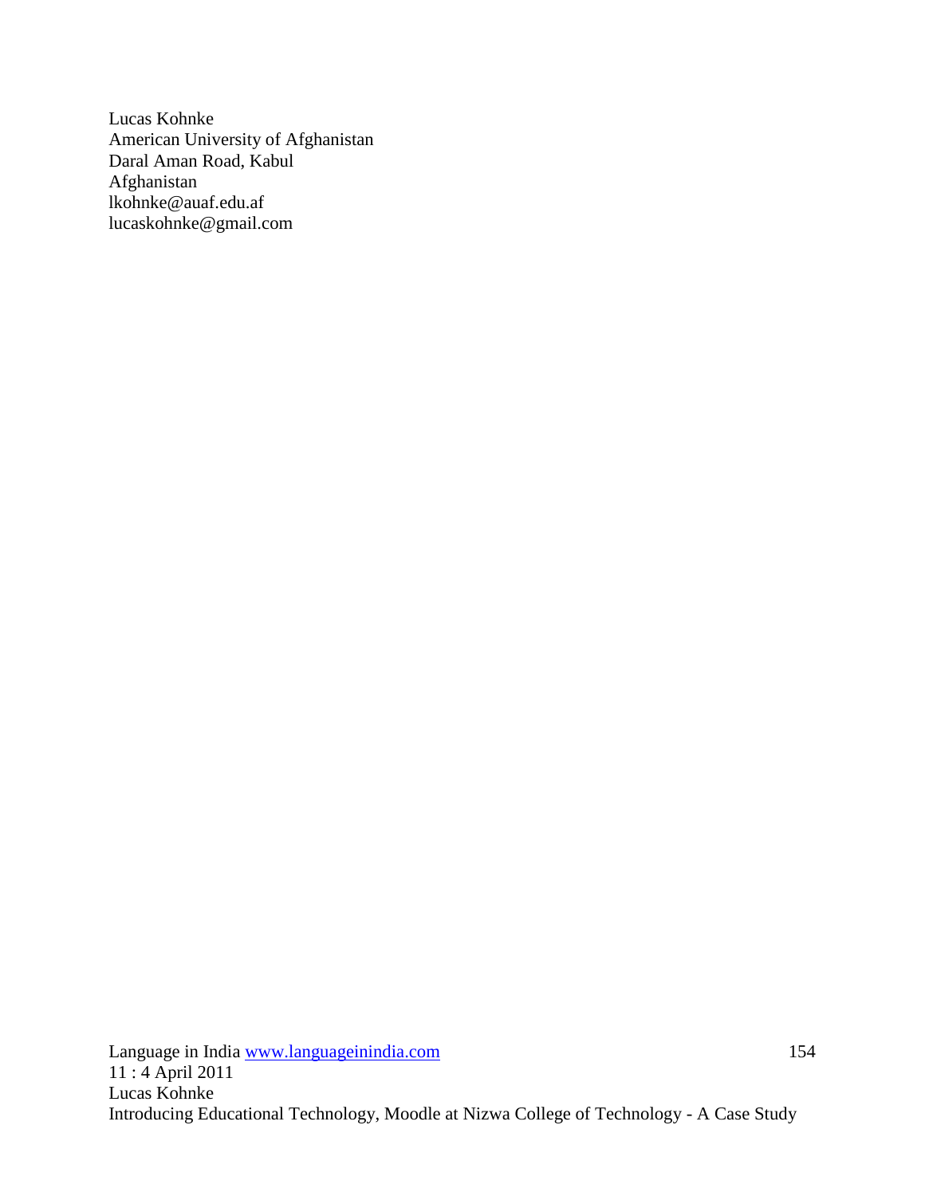Lucas Kohnke
American University of Afghanistan
Daral Aman Road, Kabul
Afghanistan
lkohnke@auaf.edu.af
lucaskohnke@gmail.com